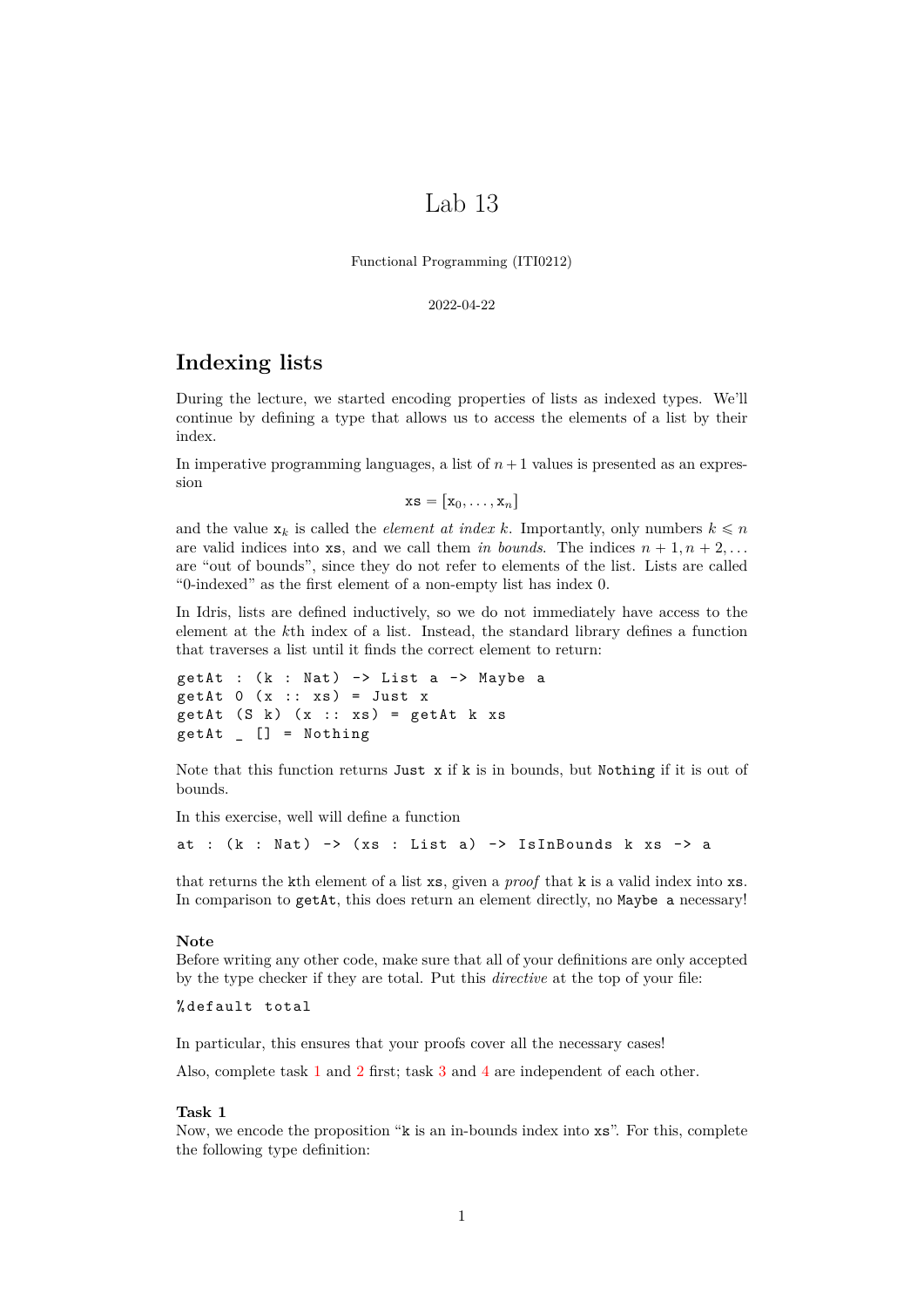# Lab 13

Functional Programming (ITI0212)

2022-04-22

## Indexing lists

During the lecture, we started encoding properties of lists as indexed types. We'll continue by defining a type that allows us to access the elements of a list by their index.

In imperative programming languages, a list of $n+1$ values is presented as an expression

$$\texttt{xs} = [\texttt{x}_0, \ldots, \texttt{x}_n]$$

and the value $\texttt{x}_k$ is called the *element at index* $k$. Importantly, only numbers $k \leqslant n$ are valid indices into `xs`, and we call them *in bounds*. The indices $n+1, n+2, \ldots$ are "out of bounds", since they do not refer to elements of the list. Lists are called "0-indexed" as the first element of a non-empty list has index 0.

In Idris, lists are defined inductively, so we do not immediately have access to the element at the $k$th index of a list. Instead, the standard library defines a function that traverses a list until it finds the correct element to return:

```
getAt : (k : Nat) -> List a -> Maybe a
getAt 0 (x :: xs) = Just x
getAt (S k) (x :: xs) = getAt k xs
getAt _ [] = Nothing
```

Note that this function returns `Just x` if `k` is in bounds, but `Nothing` if it is out of bounds.

In this exercise, well will define a function

```
at : (k : Nat) -> (xs : List a) -> IsInBounds k xs -> a
```

that returns the `k`th element of a list `xs`, given a *proof* that `k` is a valid index into `xs`. In comparison to `getAt`, this does return an element directly, no `Maybe a` necessary!

**Note**
Before writing any other code, make sure that all of your definitions are only accepted by the type checker if they are total. Put this *directive* at the top of your file:

```
%default total
```

In particular, this ensures that your proofs cover all the necessary cases!

Also, complete task 1 and 2 first; task 3 and 4 are independent of each other.

**Task 1**
Now, we encode the proposition "`k` is an in-bounds index into `xs`". For this, complete the following type definition: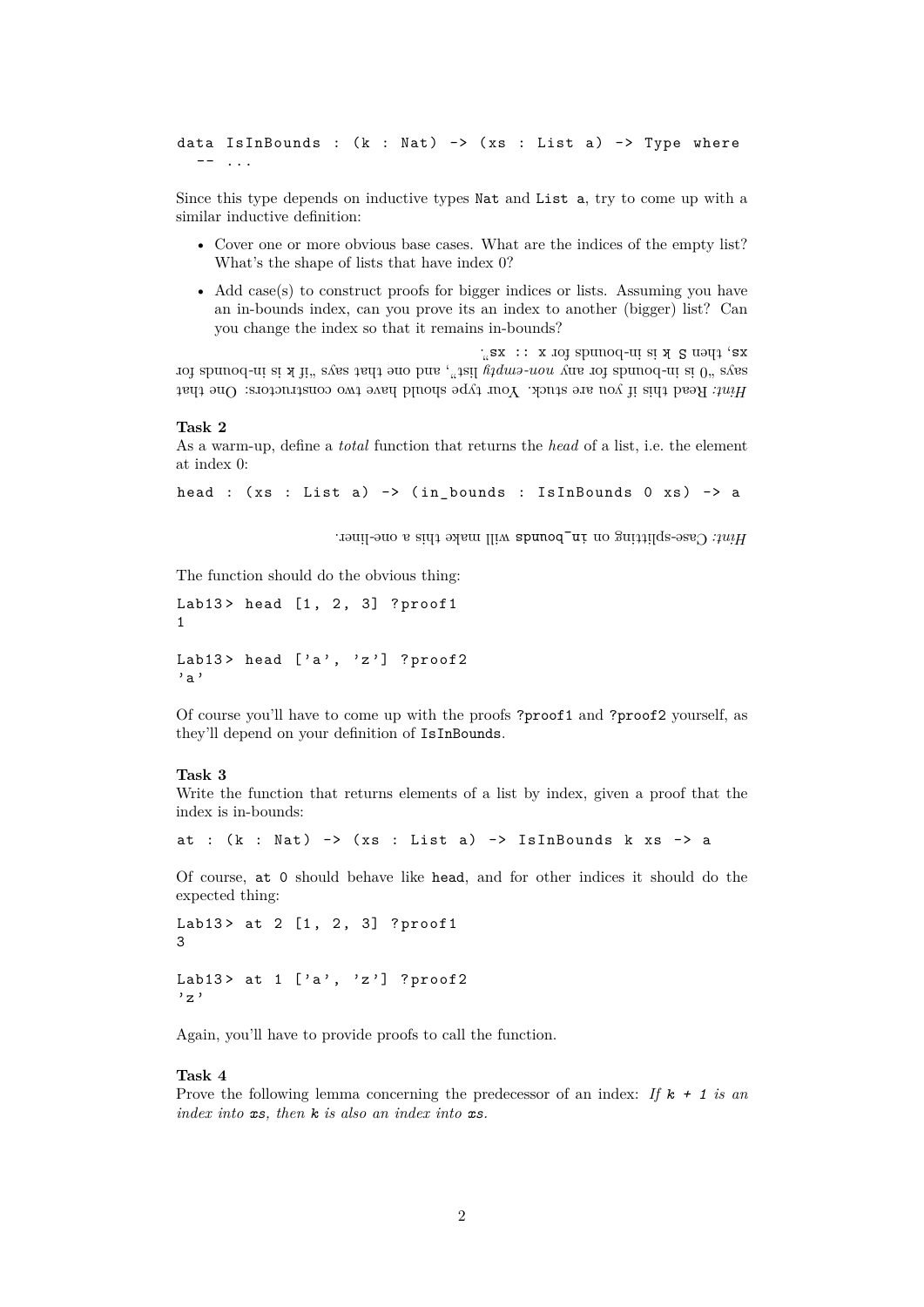```
data IsInBounds : (k : Nat) -> (xs : List a) -> Type where
  -- ...
```

Since this type depends on inductive types `Nat` and `List a`, try to come up with a similar inductive definition:

- Cover one or more obvious base cases. What are the indices of the empty list? What's the shape of lists that have index 0?
- Add case(s) to construct proofs for bigger indices or lists. Assuming you have an in-bounds index, can you prove its an index to another (bigger) list? Can you change the index so that it remains in-bounds?

*Hint:* Read this if you are stuck. Your type should have two constructors: One that says „0 is in-bounds for any *non-empty* list", and one that says "if `k` is in-bounds for `xs`, then `S k` is in-bounds for `x :: xs`".

**Task 2**
As a warm-up, define a *total* function that returns the *head* of a list, i.e. the element at index 0:

```
head : (xs : List a) -> (in_bounds : IsInBounds 0 xs) -> a
```

*Hint:* Case-splitting on `in_bounds` will make this a one-liner.

The function should do the obvious thing:

```
Lab13> head [1, 2, 3] ?proof1
1

Lab13> head ['a', 'z'] ?proof2
'a'
```

Of course you'll have to come up with the proofs `?proof1` and `?proof2` yourself, as they'll depend on your definition of `IsInBounds`.

**Task 3**
Write the function that returns elements of a list by index, given a proof that the index is in-bounds:

```
at : (k : Nat) -> (xs : List a) -> IsInBounds k xs -> a
```

Of course, `at 0` should behave like `head`, and for other indices it should do the expected thing:

```
Lab13> at 2 [1, 2, 3] ?proof1
3

Lab13> at 1 ['a', 'z'] ?proof2
'z'
```

Again, you'll have to provide proofs to call the function.

**Task 4**
Prove the following lemma concerning the predecessor of an index: *If `k + 1` is an index into `xs`, then `k` is also an index into `xs`.*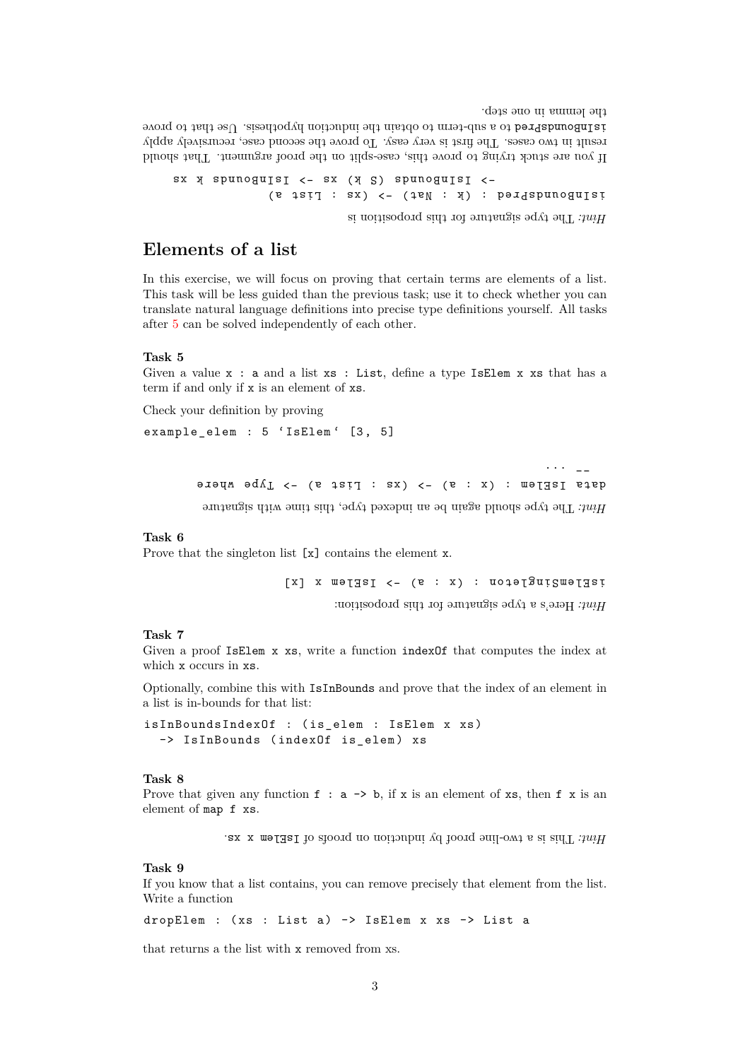*Hint:* The type signature for this proposition is

```
isInBoundsPred : (k : ℕat) -> (xs : List a)
  -> IsInBounds (S k) xs -> IsInBounds k xs
```

If you are stuck trying to prove this, case-split on the proof argument. That should result in two cases. The first is very easy. To prove the second case, recursively apply `isInBoundsPred` to a sub-term to obtain the induction hypothesis. Use that to prove the lemma in one step.

## Elements of a list

In this exercise, we will focus on proving that certain terms are elements of a list. This task will be less guided than the previous task; use it to check whether you can translate natural language definitions into precise type definitions yourself. All tasks after 5 can be solved independently of each other.

**Task 5**
Given a value `x : a` and a list `xs : List`, define a type `IsElem x xs` that has a term if and only if `x` is an element of `xs`.

Check your definition by proving

```
example_elem : 5 `IsElem` [3, 5]
```

*Hint:* The type should again be an indexed type, this time with signature

```
data IsElem : (x : a) -> (xs : List a) -> Type where
  -- ...
```

**Task 6**
Prove that the singleton list `[x]` contains the element `x`.

*Hint:* Here's a type signature for this proposition:

```
isElemSingleton : (x : a) -> IsElem x [x]
```

**Task 7**
Given a proof `IsElem x xs`, write a function `indexOf` that computes the index at which `x` occurs in `xs`.

Optionally, combine this with `IsInBounds` and prove that the index of an element in a list is in-bounds for that list:

```
isInBoundsIndexOf : (is_elem : IsElem x xs)
  -> IsInBounds (indexOf is_elem) xs
```

**Task 8**
Prove that given any function `f : a -> b`, if `x` is an element of `xs`, then `f x` is an element of `map f xs`.

*Hint:* This is a two-line proof by induction on proofs of `IsElem x xs`.

**Task 9**
If you know that a list contains, you can remove precisely that element from the list. Write a function

```
dropElem : (xs : List a) -> IsElem x xs -> List a
```

that returns a the list with `x` removed from xs.